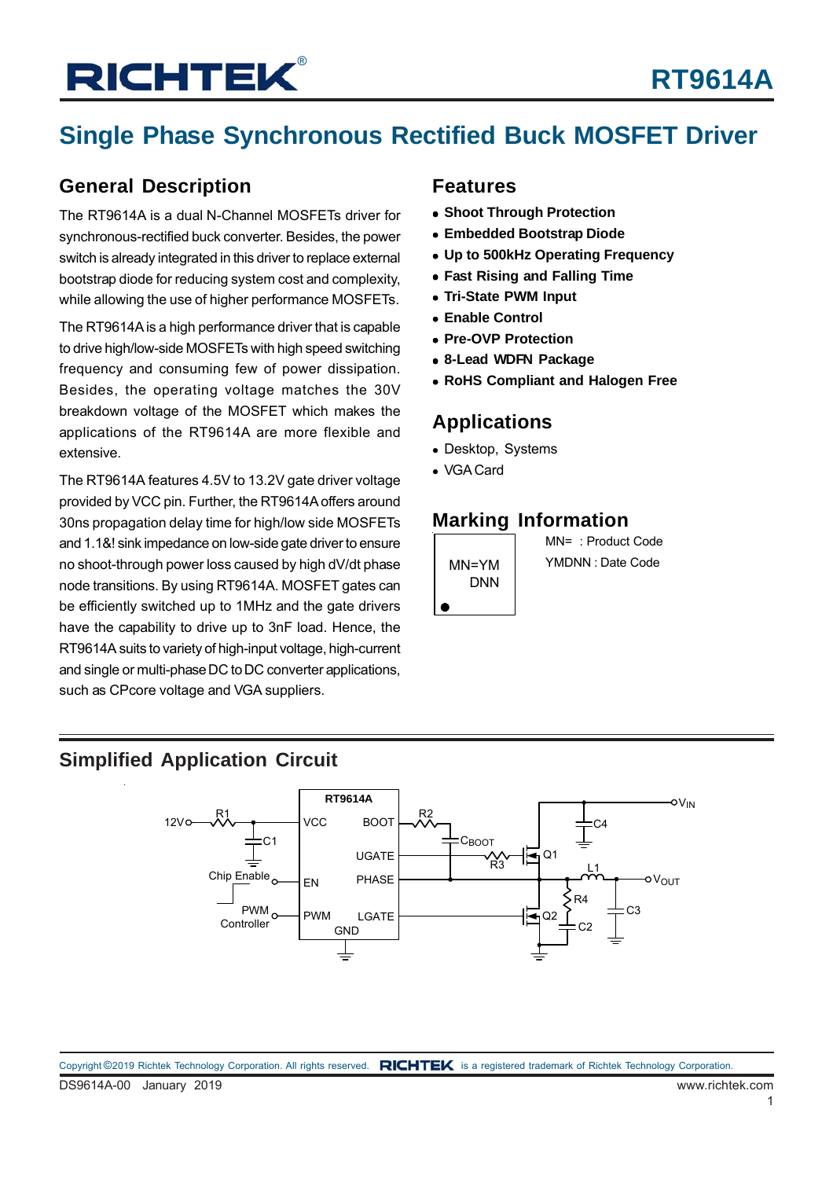# RT9614A

## Single Phase Synchronous Rectified Buck MOSFET Driver

### General Description

The RT9614A is a dual N-Channel MOSFETs driver for synchronous-rectified buck converter. Besides, the power switch is already integrated in this driver to replace external bootstrap diode for reducing system cost and complexity, while allowing the use of higher performance MOSFETs.

The RT9614A is a high performance driver that is capable to drive high/low-side MOSFETs with high speed switching frequency and consuming few of power dissipation. Besides, the operating voltage matches the 30V breakdown voltage of the MOSFET which makes the applications of the RT9614A are more flexible and extensive.

The RT9614A features 4.5V to 13.2V gate driver voltage provided by VCC pin. Further, the RT9614A offers around 30ns propagation delay time for high/low side MOSFETs and 1.1&! sink impedance on low-side gate driver to ensure no shoot-through power loss caused by high dV/dt phase node transitions. By using RT9614A. MOSFET gates can be efficiently switched up to 1MHz and the gate drivers have the capability to drive up to 3nF load. Hence, the RT9614A suits to variety of high-input voltage, high-current and single or multi-phase DC to DC converter applications, such as CPcore voltage and VGA suppliers.

### Features

- **Shoot Through Protection**
- **Embedded Bootstrap Diode**
- **Up to 500kHz Operating Frequency**
- **Fast Rising and Falling Time**
- **Tri-State PWM Input**
- **Enable Control**
- **Pre-OVP Protection**
- **8-Lead WDFN Package**
- **RoHS Compliant and Halogen Free**

### Applications

- Desktop, Systems
- VGA Card

### Marking Information

MN=YM
DNN

MN= : Product Code
YMDNN : Date Code

### Simplified Application Circuit

RT9614A: VCC, BOOT, UGATE, EN, PHASE, PWM, LGATE, GND. 12V, R1, C1, Chip Enable, PWM Controller, R2, $C_{BOOT}$, R3, Q1, Q2, L1, R4, C2, C3, C4, $V_{IN}$, $V_{OUT}$.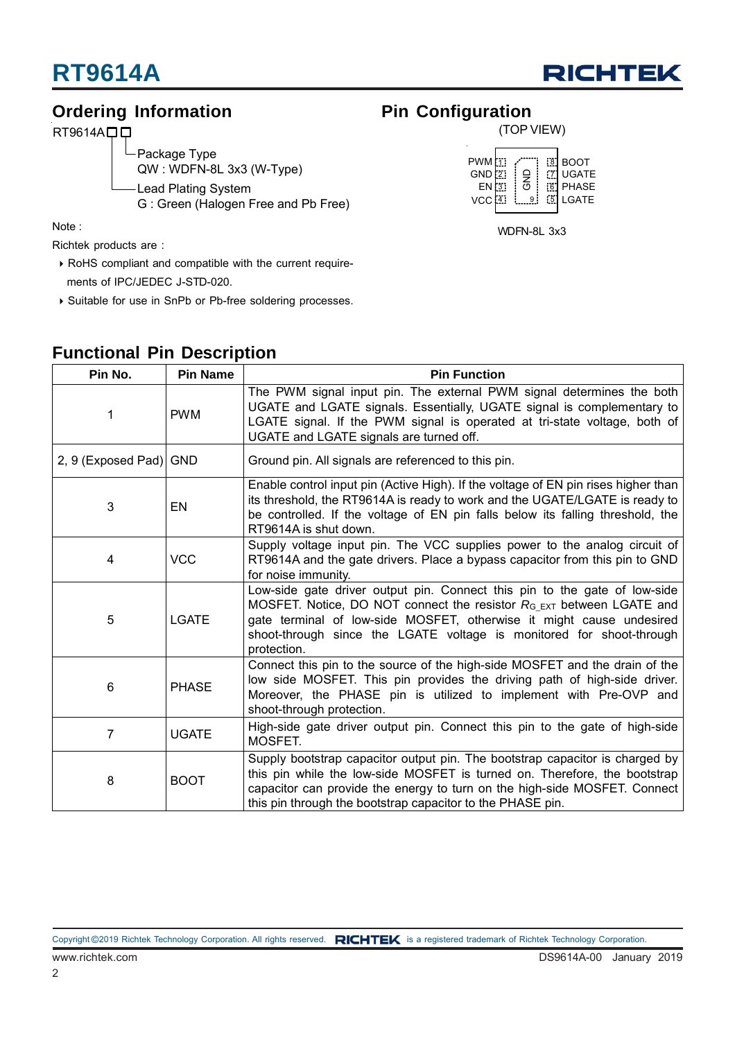## Ordering Information

RT9614A□□

- Package Type
  QW : WDFN-8L 3x3 (W-Type)
- Lead Plating System
  G : Green (Halogen Free and Pb Free)

Note :

Richtek products are :

- RoHS compliant and compatible with the current requirements of IPC/JEDEC J-STD-020.
- Suitable for use in SnPb or Pb-free soldering processes.

## Pin Configuration

(TOP VIEW)

| Pin | Left | Right | Pin |
|---|---|---|---|
| 1 | PWM | BOOT | 8 |
| 2 | GND | UGATE | 7 |
| 3 | EN | PHASE | 6 |
| 4 | VCC | LGATE | 5 |

Exposed pad: GND (9)

WDFN-8L 3x3

## Functional Pin Description

| Pin No. | Pin Name | Pin Function |
|---|---|---|
| 1 | PWM | The PWM signal input pin. The external PWM signal determines the both UGATE and LGATE signals. Essentially, UGATE signal is complementary to LGATE signal. If the PWM signal is operated at tri-state voltage, both of UGATE and LGATE signals are turned off. |
| 2, 9 (Exposed Pad) | GND | Ground pin. All signals are referenced to this pin. |
| 3 | EN | Enable control input pin (Active High). If the voltage of EN pin rises higher than its threshold, the RT9614A is ready to work and the UGATE/LGATE is ready to be controlled. If the voltage of EN pin falls below its falling threshold, the RT9614A is shut down. |
| 4 | VCC | Supply voltage input pin. The VCC supplies power to the analog circuit of RT9614A and the gate drivers. Place a bypass capacitor from this pin to GND for noise immunity. |
| 5 | LGATE | Low-side gate driver output pin. Connect this pin to the gate of low-side MOSFET. Notice, DO NOT connect the resistor $R_{G\_EXT}$ between LGATE and gate terminal of low-side MOSFET, otherwise it might cause undesired shoot-through since the LGATE voltage is monitored for shoot-through protection. |
| 6 | PHASE | Connect this pin to the source of the high-side MOSFET and the drain of the low side MOSFET. This pin provides the driving path of high-side driver. Moreover, the PHASE pin is utilized to implement with Pre-OVP and shoot-through protection. |
| 7 | UGATE | High-side gate driver output pin. Connect this pin to the gate of high-side MOSFET. |
| 8 | BOOT | Supply bootstrap capacitor output pin. The bootstrap capacitor is charged by this pin while the low-side MOSFET is turned on. Therefore, the bootstrap capacitor can provide the energy to turn on the high-side MOSFET. Connect this pin through the bootstrap capacitor to the PHASE pin. |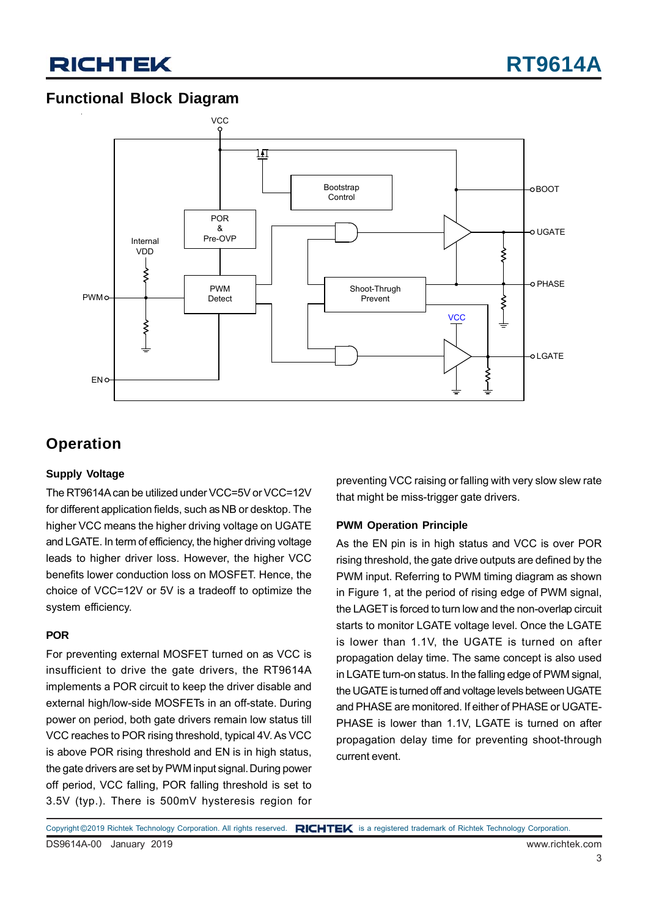## Functional Block Diagram

## Operation

### Supply Voltage

The RT9614A can be utilized under VCC=5V or VCC=12V for different application fields, such as NB or desktop. The higher VCC means the higher driving voltage on UGATE and LGATE. In term of efficiency, the higher driving voltage leads to higher driver loss. However, the higher VCC benefits lower conduction loss on MOSFET. Hence, the choice of VCC=12V or 5V is a tradeoff to optimize the system efficiency.

### POR

For preventing external MOSFET turned on as VCC is insufficient to drive the gate drivers, the RT9614A implements a POR circuit to keep the driver disable and external high/low-side MOSFETs in an off-state. During power on period, both gate drivers remain low status till VCC reaches to POR rising threshold, typical 4V. As VCC is above POR rising threshold and EN is in high status, the gate drivers are set by PWM input signal. During power off period, VCC falling, POR falling threshold is set to 3.5V (typ.). There is 500mV hysteresis region for preventing VCC raising or falling with very slow slew rate that might be miss-trigger gate drivers.

### PWM Operation Principle

As the EN pin is in high status and VCC is over POR rising threshold, the gate drive outputs are defined by the PWM input. Referring to PWM timing diagram as shown in Figure 1, at the period of rising edge of PWM signal, the LAGET is forced to turn low and the non-overlap circuit starts to monitor LGATE voltage level. Once the LGATE is lower than 1.1V, the UGATE is turned on after propagation delay time. The same concept is also used in LGATE turn-on status. In the falling edge of PWM signal, the UGATE is turned off and voltage levels between UGATE and PHASE are monitored. If either of PHASE or UGATE-PHASE is lower than 1.1V, LGATE is turned on after propagation delay time for preventing shoot-through current event.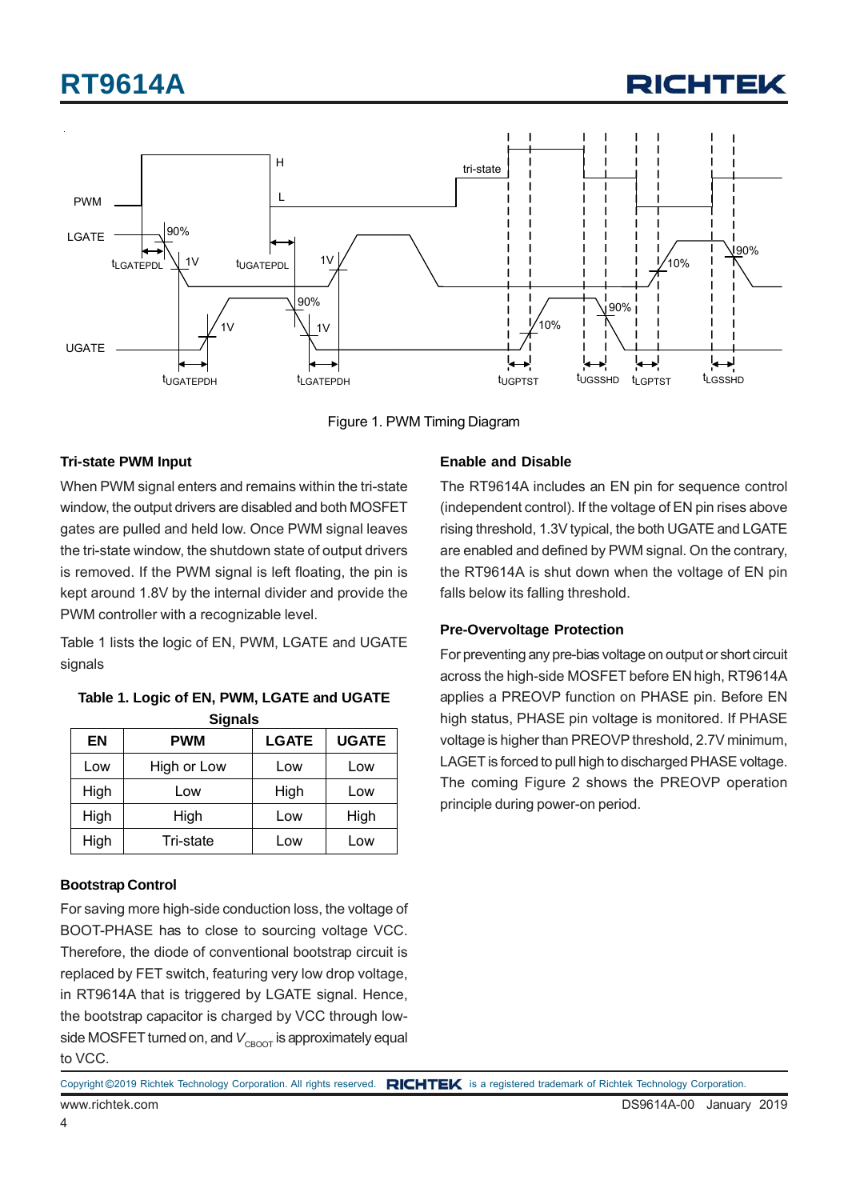Figure 1. PWM Timing Diagram

## Tri-state PWM Input

When PWM signal enters and remains within the tri-state window, the output drivers are disabled and both MOSFET gates are pulled and held low. Once PWM signal leaves the tri-state window, the shutdown state of output drivers is removed. If the PWM signal is left floating, the pin is kept around 1.8V by the internal divider and provide the PWM controller with a recognizable level.

Table 1 lists the logic of EN, PWM, LGATE and UGATE signals

**Table 1. Logic of EN, PWM, LGATE and UGATE Signals**

| EN | PWM | LGATE | UGATE |
|---|---|---|---|
| Low | High or Low | Low | Low |
| High | Low | High | Low |
| High | High | Low | High |
| High | Tri-state | Low | Low |

## Bootstrap Control

For saving more high-side conduction loss, the voltage of BOOT-PHASE has to close to sourcing voltage VCC. Therefore, the diode of conventional bootstrap circuit is replaced by FET switch, featuring very low drop voltage, in RT9614A that is triggered by LGATE signal. Hence, the bootstrap capacitor is charged by VCC through low-side MOSFET turned on, and $V_{CBOOT}$ is approximately equal to VCC.

## Enable and Disable

The RT9614A includes an EN pin for sequence control (independent control). If the voltage of EN pin rises above rising threshold, 1.3V typical, the both UGATE and LGATE are enabled and defined by PWM signal. On the contrary, the RT9614A is shut down when the voltage of EN pin falls below its falling threshold.

## Pre-Overvoltage Protection

For preventing any pre-bias voltage on output or short circuit across the high-side MOSFET before EN high, RT9614A applies a PREOVP function on PHASE pin. Before EN high status, PHASE pin voltage is monitored. If PHASE voltage is higher than PREOVP threshold, 2.7V minimum, LAGET is forced to pull high to discharged PHASE voltage. The coming Figure 2 shows the PREOVP operation principle during power-on period.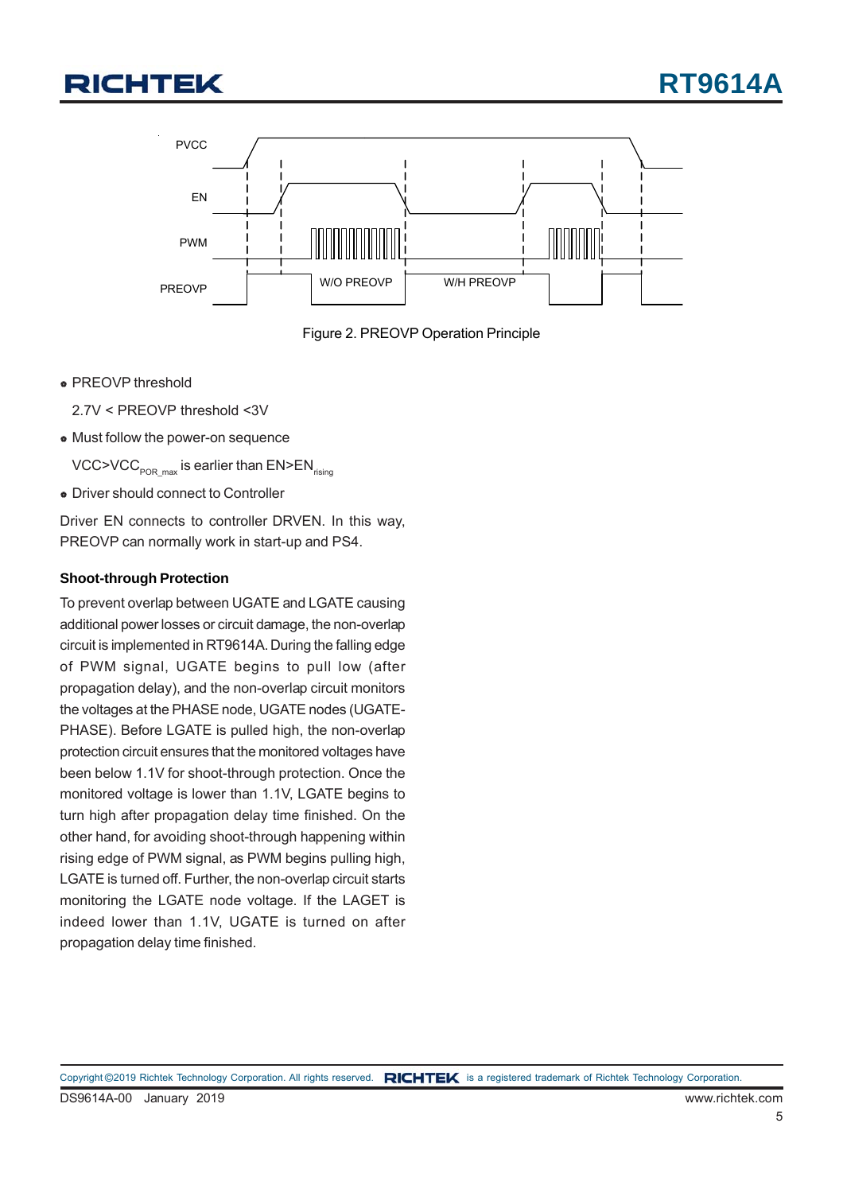Figure 2. PREOVP Operation Principle

- PREOVP threshold

  2.7V < PREOVP threshold <3V

- Must follow the power-on sequence

  $VCC>VCC_{POR\_max}$ is earlier than $EN>EN_{rising}$

- Driver should connect to Controller

Driver EN connects to controller DRVEN. In this way, PREOVP can normally work in start-up and PS4.

**Shoot-through Protection**

To prevent overlap between UGATE and LGATE causing additional power losses or circuit damage, the non-overlap circuit is implemented in RT9614A. During the falling edge of PWM signal, UGATE begins to pull low (after propagation delay), and the non-overlap circuit monitors the voltages at the PHASE node, UGATE nodes (UGATE-PHASE). Before LGATE is pulled high, the non-overlap protection circuit ensures that the monitored voltages have been below 1.1V for shoot-through protection. Once the monitored voltage is lower than 1.1V, LGATE begins to turn high after propagation delay time finished. On the other hand, for avoiding shoot-through happening within rising edge of PWM signal, as PWM begins pulling high, LGATE is turned off. Further, the non-overlap circuit starts monitoring the LGATE node voltage. If the LAGET is indeed lower than 1.1V, UGATE is turned on after propagation delay time finished.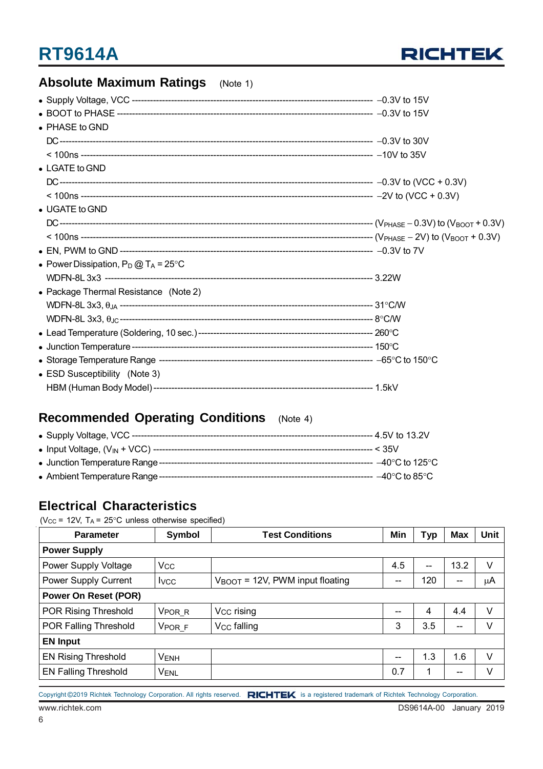## Absolute Maximum Ratings (Note 1)

- Supply Voltage, VCC ---------------------------------------------------------------- −0.3V to 15V
- BOOT to PHASE ---------------------------------------------------------------------- −0.3V to 15V
- PHASE to GND
  DC ------------------------------------------------------------------------------------- −0.3V to 30V
  < 100ns ------------------------------------------------------------------------------- −10V to 35V
- LGATE to GND
  DC ------------------------------------------------------------------------------------- −0.3V to (VCC + 0.3V)
  < 100ns ------------------------------------------------------------------------------- −2V to (VCC + 0.3V)
- UGATE to GND
  DC ------------------------------------------------------------------------------------- ($V_{PHASE}$ − 0.3V) to ($V_{BOOT}$ + 0.3V)
  < 100ns ------------------------------------------------------------------------------- ($V_{PHASE}$ − 2V) to ($V_{BOOT}$ + 0.3V)
- EN, PWM to GND -------------------------------------------------------------------- −0.3V to 7V
- Power Dissipation, $P_D$ @ $T_A$ = 25°C
  WDFN-8L 3x3 ------------------------------------------------------------------------ 3.22W
- Package Thermal Resistance (Note 2)
  WDFN-8L 3x3, $\theta_{JA}$ -------------------------------------------------------------- 31°C/W
  WDFN-8L 3x3, $\theta_{JC}$ -------------------------------------------------------------- 8°C/W
- Lead Temperature (Soldering, 10 sec.) ------------------------------------------------ 260°C
- Junction Temperature ----------------------------------------------------------------- 150°C
- Storage Temperature Range ------------------------------------------------------------ −65°C to 150°C
- ESD Susceptibility (Note 3)
  HBM (Human Body Model) ---------------------------------------------------------------- 1.5kV

## Recommended Operating Conditions (Note 4)

- Supply Voltage, VCC ---------------------------------------------------------------- 4.5V to 13.2V
- Input Voltage, ($V_{IN}$ + VCC) ------------------------------------------------------------ < 35V
- Junction Temperature Range ---------------------------------------------------------- −40°C to 125°C
- Ambient Temperature Range ----------------------------------------------------------- −40°C to 85°C

## Electrical Characteristics

($V_{CC}$ = 12V, $T_A$ = 25°C unless otherwise specified)

| Parameter | Symbol | Test Conditions | Min | Typ | Max | Unit |
|---|---|---|---|---|---|---|
| **Power Supply** | | | | | | |
| Power Supply Voltage | $V_{CC}$ | | 4.5 | -- | 13.2 | V |
| Power Supply Current | $I_{VCC}$ | $V_{BOOT}$ = 12V, PWM input floating | -- | 120 | -- | μA |
| **Power On Reset (POR)** | | | | | | |
| POR Rising Threshold | $V_{POR\_R}$ | $V_{CC}$ rising | -- | 4 | 4.4 | V |
| POR Falling Threshold | $V_{POR\_F}$ | $V_{CC}$ falling | 3 | 3.5 | -- | V |
| **EN Input** | | | | | | |
| EN Rising Threshold | $V_{ENH}$ | | -- | 1.3 | 1.6 | V |
| EN Falling Threshold | $V_{ENL}$ | | 0.7 | 1 | -- | V |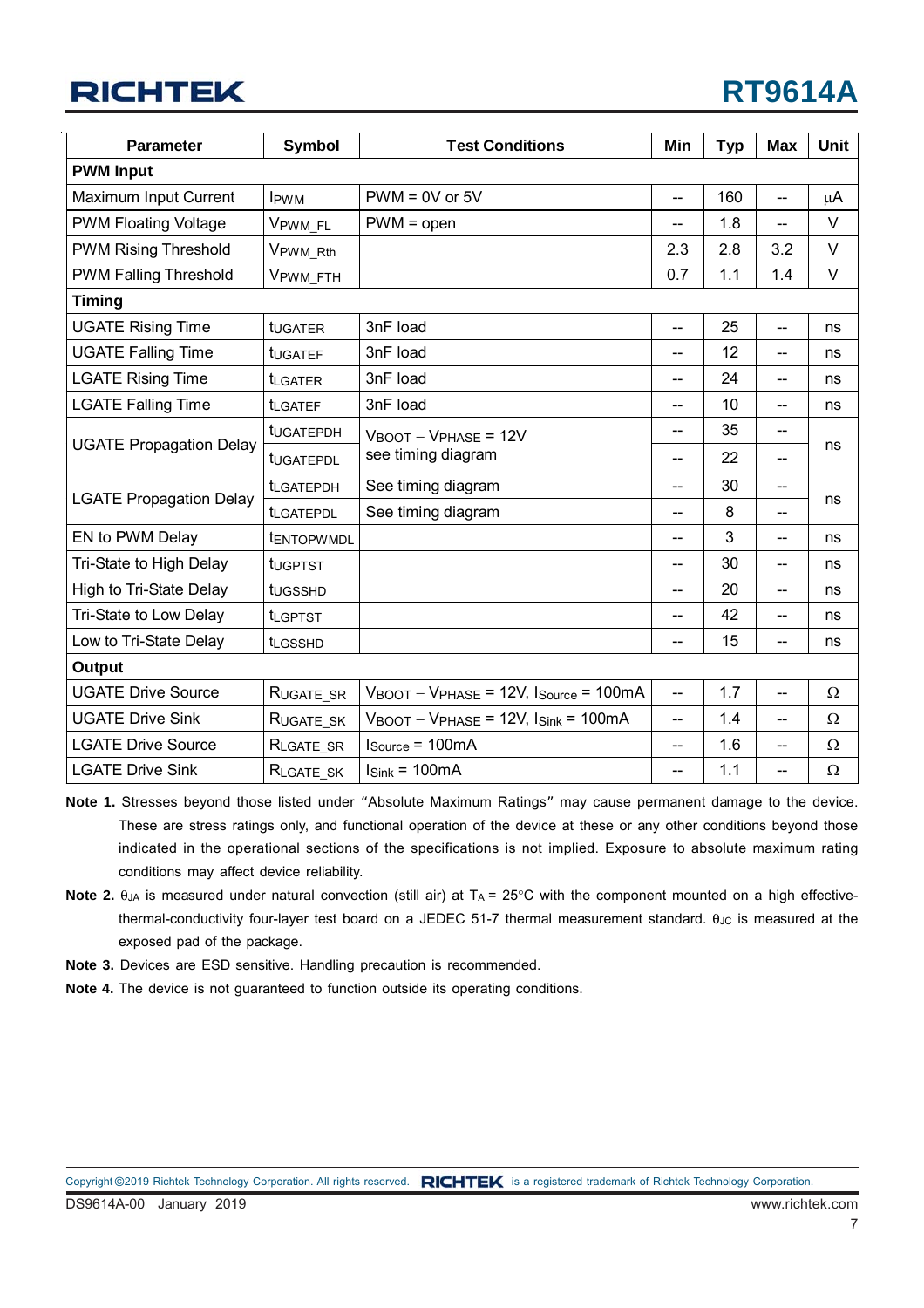| Parameter | Symbol | Test Conditions | Min | Typ | Max | Unit |
|---|---|---|---|---|---|---|
| **PWM Input** | | | | | | |
| Maximum Input Current | $I_{PWM}$ | PWM = 0V or 5V | -- | 160 | -- | μA |
| PWM Floating Voltage | $V_{PWM\_FL}$ | PWM = open | -- | 1.8 | -- | V |
| PWM Rising Threshold | $V_{PWM\_Rth}$ | | 2.3 | 2.8 | 3.2 | V |
| PWM Falling Threshold | $V_{PWM\_FTH}$ | | 0.7 | 1.1 | 1.4 | V |
| **Timing** | | | | | | |
| UGATE Rising Time | $t_{UGATER}$ | 3nF load | -- | 25 | -- | ns |
| UGATE Falling Time | $t_{UGATEF}$ | 3nF load | -- | 12 | -- | ns |
| LGATE Rising Time | $t_{LGATER}$ | 3nF load | -- | 24 | -- | ns |
| LGATE Falling Time | $t_{LGATEF}$ | 3nF load | -- | 10 | -- | ns |
| UGATE Propagation Delay | $t_{UGATEPDH}$ | $V_{BOOT} - V_{PHASE}$ = 12V see timing diagram | -- | 35 | -- | ns |
| | $t_{UGATEPDL}$ | | -- | 22 | -- | |
| LGATE Propagation Delay | $t_{LGATEPDH}$ | See timing diagram | -- | 30 | -- | ns |
| | $t_{LGATEPDL}$ | See timing diagram | -- | 8 | -- | |
| EN to PWM Delay | $t_{ENTOPWMDL}$ | | -- | 3 | -- | ns |
| Tri-State to High Delay | $t_{UGPTST}$ | | -- | 30 | -- | ns |
| High to Tri-State Delay | $t_{UGSSHD}$ | | -- | 20 | -- | ns |
| Tri-State to Low Delay | $t_{LGPTST}$ | | -- | 42 | -- | ns |
| Low to Tri-State Delay | $t_{LGSSHD}$ | | -- | 15 | -- | ns |
| **Output** | | | | | | |
| UGATE Drive Source | $R_{UGATE\_SR}$ | $V_{BOOT} - V_{PHASE}$ = 12V, $I_{Source}$ = 100mA | -- | 1.7 | -- | Ω |
| UGATE Drive Sink | $R_{UGATE\_SK}$ | $V_{BOOT} - V_{PHASE}$ = 12V, $I_{Sink}$ = 100mA | -- | 1.4 | -- | Ω |
| LGATE Drive Source | $R_{LGATE\_SR}$ | $I_{Source}$ = 100mA | -- | 1.6 | -- | Ω |
| LGATE Drive Sink | $R_{LGATE\_SK}$ | $I_{Sink}$ = 100mA | -- | 1.1 | -- | Ω |

**Note 1.** Stresses beyond those listed under "Absolute Maximum Ratings" may cause permanent damage to the device. These are stress ratings only, and functional operation of the device at these or any other conditions beyond those indicated in the operational sections of the specifications is not implied. Exposure to absolute maximum rating conditions may affect device reliability.

**Note 2.** $\theta_{JA}$ is measured under natural convection (still air) at $T_A$ = 25°C with the component mounted on a high effective-thermal-conductivity four-layer test board on a JEDEC 51-7 thermal measurement standard. $\theta_{JC}$ is measured at the exposed pad of the package.

**Note 3.** Devices are ESD sensitive. Handling precaution is recommended.

**Note 4.** The device is not guaranteed to function outside its operating conditions.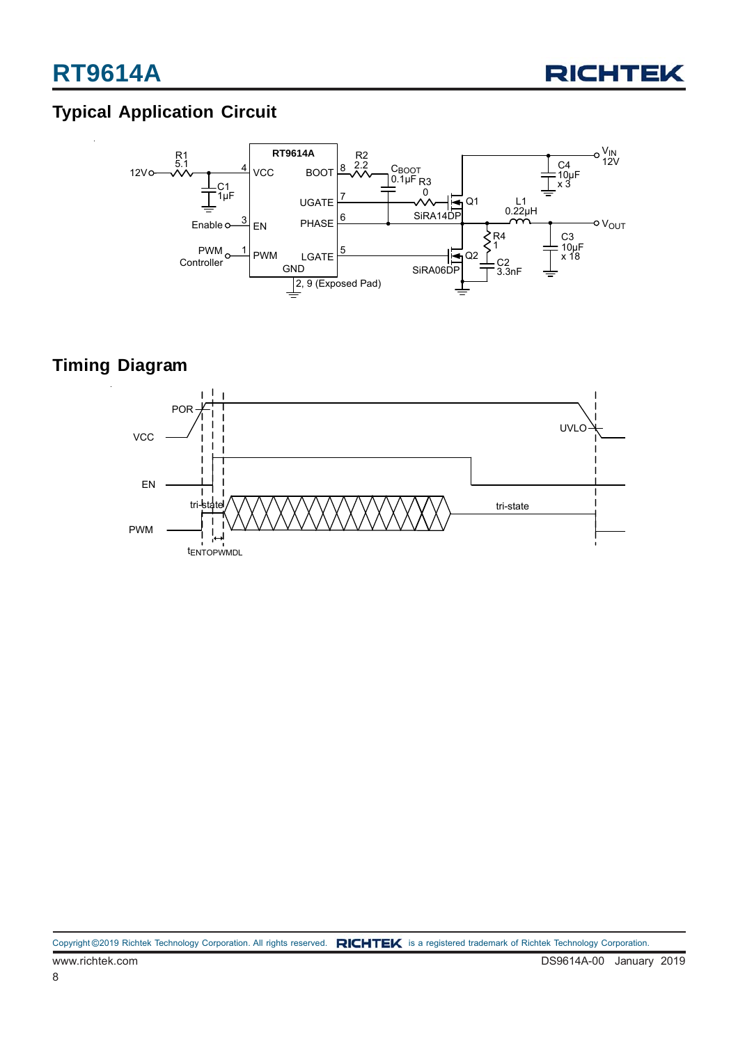## Typical Application Circuit

RT9614A

12V — R1 5.1 — C1 1μF — 4 VCC

Enable — 3 EN

PWM Controller — 1 PWM

BOOT 8 — R2 2.2 — $C_{BOOT}$ 0.1μF

UGATE 7 — R3 0 — Q1 SiRA14DP

PHASE 6

LGATE 5 — Q2 SiRA06DP

GND 2, 9 (Exposed Pad)

$V_{IN}$ 12V — C4 10μF x 3

L1 0.22μH — $V_{OUT}$ — C3 10μF x 18

R4 1 — C2 3.3nF

## Timing Diagram

VCC — POR — UVLO

EN

PWM — tri-state — tri-state

$t_{ENTOPWMDL}$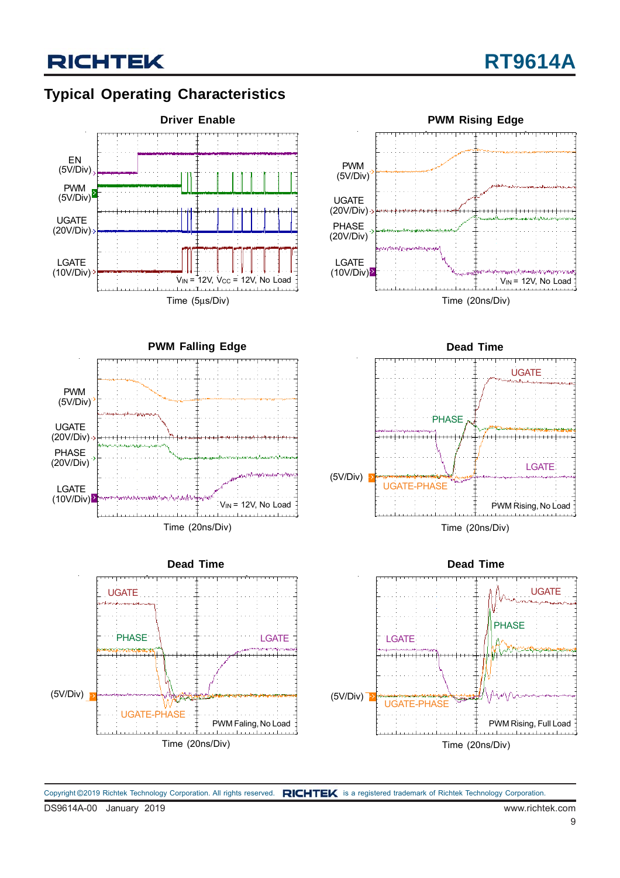## Typical Operating Characteristics

**Driver Enable**

EN (5V/Div)

PWM (5V/Div)

UGATE (20V/Div)

LGATE (10V/Div)

$V_{IN}$ = 12V, $V_{CC}$ = 12V, No Load

Time (5μs/Div)

**PWM Rising Edge**

PWM (5V/Div)

UGATE (20V/Div)

PHASE (20V/Div)

LGATE (10V/Div)

$V_{IN}$ = 12V, No Load

Time (20ns/Div)

**PWM Falling Edge**

PWM (5V/Div)

UGATE (20V/Div)

PHASE (20V/Div)

LGATE (10V/Div)

$V_{IN}$ = 12V, No Load

Time (20ns/Div)

**Dead Time**

UGATE

PHASE

LGATE

(5V/Div)

UGATE-PHASE

PWM Rising, No Load

Time (20ns/Div)

**Dead Time**

UGATE

PHASE

LGATE

(5V/Div)

UGATE-PHASE

PWM Faling, No Load

Time (20ns/Div)

**Dead Time**

UGATE

PHASE

LGATE

(5V/Div)

UGATE-PHASE

PWM Rising, Full Load

Time (20ns/Div)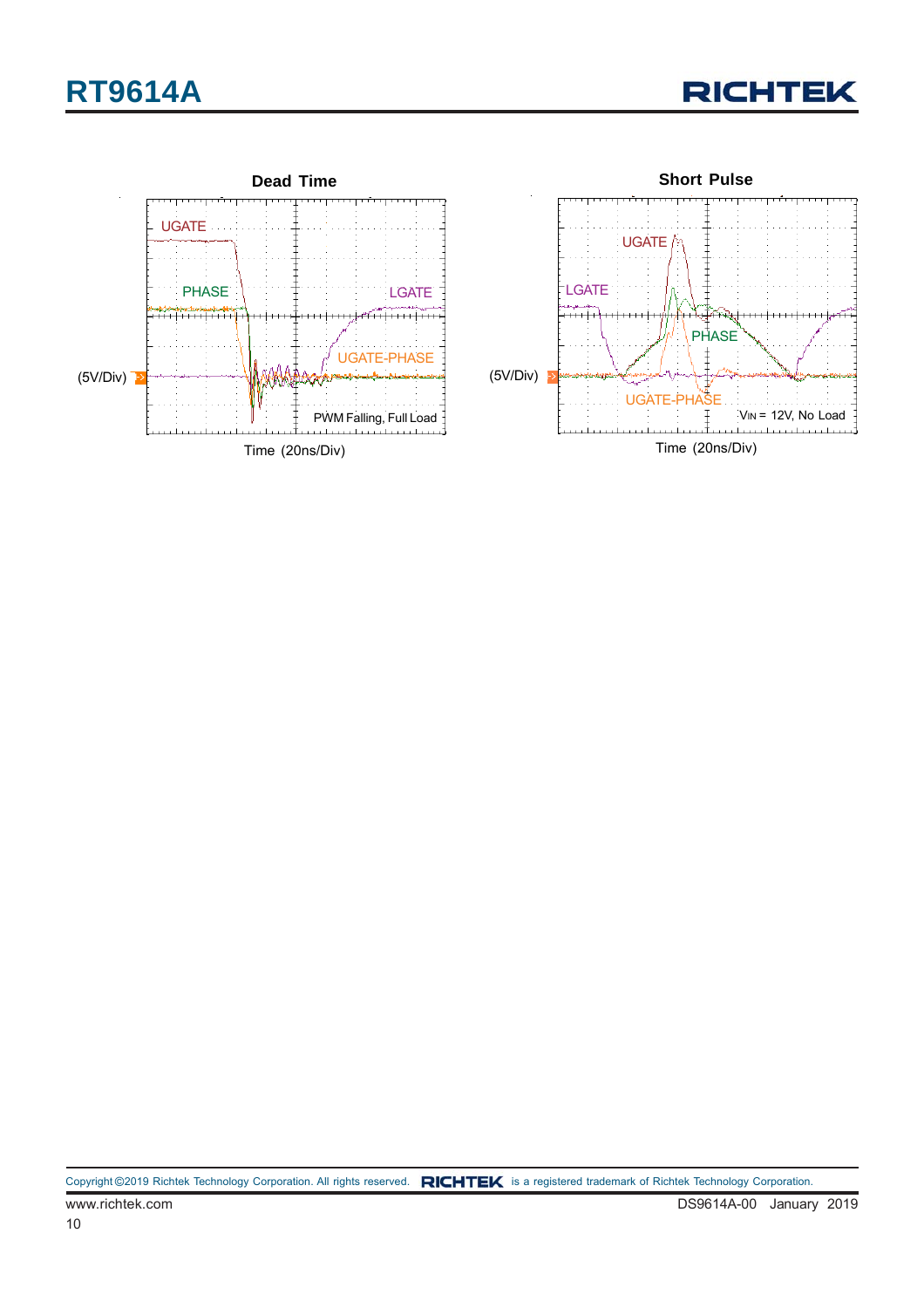**Dead Time**

UGATE

PHASE

LGATE

UGATE-PHASE

(5V/Div)

PWM Falling, Full Load

Time (20ns/Div)

**Short Pulse**

UGATE

LGATE

PHASE

(5V/Div)

UGATE-PHASE

$V_{IN}$ = 12V, No Load

Time (20ns/Div)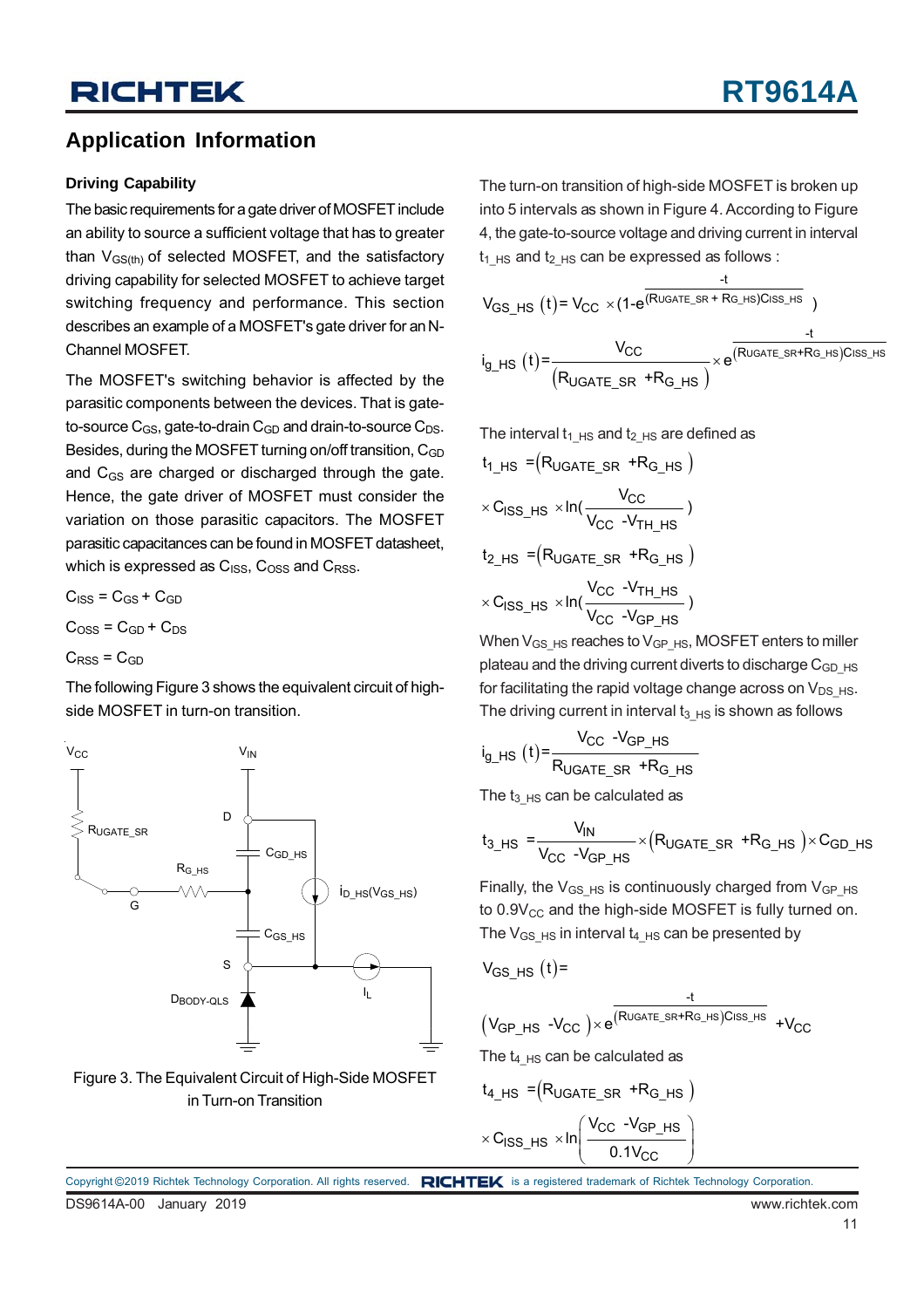## Application Information

### Driving Capability

The basic requirements for a gate driver of MOSFET include an ability to source a sufficient voltage that has to greater than $V_{GS(th)}$ of selected MOSFET, and the satisfactory driving capability for selected MOSFET to achieve target switching frequency and performance. This section describes an example of a MOSFET's gate driver for an N-Channel MOSFET.

The MOSFET's switching behavior is affected by the parasitic components between the devices. That is gate-to-source $C_{GS}$, gate-to-drain $C_{GD}$ and drain-to-source $C_{DS}$. Besides, during the MOSFET turning on/off transition, $C_{GD}$ and $C_{GS}$ are charged or discharged through the gate. Hence, the gate driver of MOSFET must consider the variation on those parasitic capacitors. The MOSFET parasitic capacitances can be found in MOSFET datasheet, which is expressed as $C_{ISS}$, $C_{OSS}$ and $C_{RSS}$.

$C_{ISS} = C_{GS} + C_{GD}$

$C_{OSS} = C_{GD} + C_{DS}$

$C_{RSS} = C_{GD}$

The following Figure 3 shows the equivalent circuit of high-side MOSFET in turn-on transition.

Figure 3. The Equivalent Circuit of High-Side MOSFET in Turn-on Transition

The turn-on transition of high-side MOSFET is broken up into 5 intervals as shown in Figure 4. According to Figure 4, the gate-to-source voltage and driving current in interval $t_{1\_HS}$ and $t_{2\_HS}$ can be expressed as follows :

$$V_{GS\_HS}(t) = V_{CC} \times \left(1 - e^{\frac{-t}{(R_{UGATE\_SR} + R_{G\_HS})C_{ISS\_HS}}}\right)$$

$$i_{g\_HS}(t) = \frac{V_{CC}}{(R_{UGATE\_SR} + R_{G\_HS})} \times e^{\frac{-t}{(R_{UGATE\_SR} + R_{G\_HS})C_{ISS\_HS}}}$$

The interval $t_{1\_HS}$ and $t_{2\_HS}$ are defined as

$$t_{1\_HS} = (R_{UGATE\_SR} + R_{G\_HS}) \times C_{ISS\_HS} \times \ln\left(\frac{V_{CC}}{V_{CC} - V_{TH\_HS}}\right)$$

$$t_{2\_HS} = (R_{UGATE\_SR} + R_{G\_HS}) \times C_{ISS\_HS} \times \ln\left(\frac{V_{CC} - V_{TH\_HS}}{V_{CC} - V_{GP\_HS}}\right)$$

When $V_{GS\_HS}$ reaches to $V_{GP\_HS}$, MOSFET enters to miller plateau and the driving current diverts to discharge $C_{GD\_HS}$ for facilitating the rapid voltage change across on $V_{DS\_HS}$. The driving current in interval $t_{3\_HS}$ is shown as follows

$$i_{g\_HS}(t) = \frac{V_{CC} - V_{GP\_HS}}{R_{UGATE\_SR} + R_{G\_HS}}$$

The $t_{3\_HS}$ can be calculated as

$$t_{3\_HS} = \frac{V_{IN}}{V_{CC} - V_{GP\_HS}} \times (R_{UGATE\_SR} + R_{G\_HS}) \times C_{GD\_HS}$$

Finally, the $V_{GS\_HS}$ is continuously charged from $V_{GP\_HS}$ to $0.9V_{CC}$ and the high-side MOSFET is fully turned on. The $V_{GS\_HS}$ in interval $t_{4\_HS}$ can be presented by

$$V_{GS\_HS}(t) = (V_{GP\_HS} - V_{CC}) \times e^{\frac{-t}{(R_{UGATE\_SR} + R_{G\_HS})C_{ISS\_HS}}} + V_{CC}$$

The $t_{4\_HS}$ can be calculated as

$$t_{4\_HS} = (R_{UGATE\_SR} + R_{G\_HS}) \times C_{ISS\_HS} \times \ln\left(\frac{V_{CC} - V_{GP\_HS}}{0.1V_{CC}}\right)$$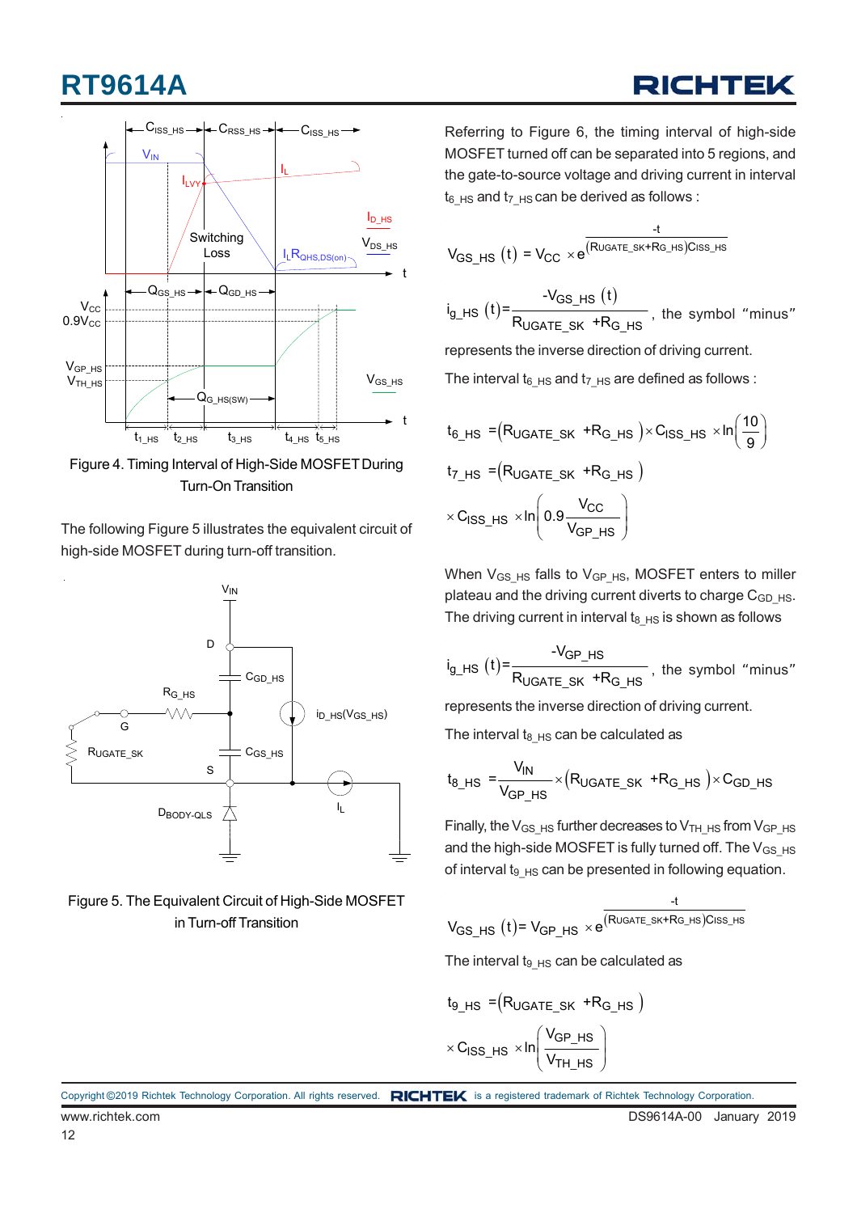Figure 4. Timing Interval of High-Side MOSFET During Turn-On Transition

The following Figure 5 illustrates the equivalent circuit of high-side MOSFET during turn-off transition.

Figure 5. The Equivalent Circuit of High-Side MOSFET in Turn-off Transition

Referring to Figure 6, the timing interval of high-side MOSFET turned off can be separated into 5 regions, and the gate-to-source voltage and driving current in interval $t_{6\_HS}$ and $t_{7\_HS}$ can be derived as follows :

$$V_{GS\_HS}(t) = V_{CC} \times e^{\frac{-t}{(R_{UGATE\_SK}+R_{G\_HS})C_{ISS\_HS}}}$$

$$i_{g\_HS}(t) = \frac{-V_{GS\_HS}(t)}{R_{UGATE\_SK}+R_{G\_HS}}$$, the symbol "minus" represents the inverse direction of driving current.

The interval $t_{6\_HS}$ and $t_{7\_HS}$ are defined as follows :

$$t_{6\_HS} = (R_{UGATE\_SK}+R_{G\_HS}) \times C_{ISS\_HS} \times \ln\left(\frac{10}{9}\right)$$

$$t_{7\_HS} = (R_{UGATE\_SK}+R_{G\_HS}) \times C_{ISS\_HS} \times \ln\left(0.9\frac{V_{CC}}{V_{GP\_HS}}\right)$$

When $V_{GS\_HS}$ falls to $V_{GP\_HS}$, MOSFET enters to miller plateau and the driving current diverts to charge $C_{GD\_HS}$. The driving current in interval $t_{8\_HS}$ is shown as follows

$$i_{g\_HS}(t) = \frac{-V_{GP\_HS}}{R_{UGATE\_SK}+R_{G\_HS}}$$, the symbol "minus" represents the inverse direction of driving current.

The interval $t_{8\_HS}$ can be calculated as

$$t_{8\_HS} = \frac{V_{IN}}{V_{GP\_HS}} \times (R_{UGATE\_SK}+R_{G\_HS}) \times C_{GD\_HS}$$

Finally, the $V_{GS\_HS}$ further decreases to $V_{TH\_HS}$ from $V_{GP\_HS}$ and the high-side MOSFET is fully turned off. The $V_{GS\_HS}$ of interval $t_{9\_HS}$ can be presented in following equation.

$$V_{GS\_HS}(t) = V_{GP\_HS} \times e^{\frac{-t}{(R_{UGATE\_SK}+R_{G\_HS})C_{ISS\_HS}}}$$

The interval $t_{9\_HS}$ can be calculated as

$$t_{9\_HS} = (R_{UGATE\_SK}+R_{G\_HS}) \times C_{ISS\_HS} \times \ln\left(\frac{V_{GP\_HS}}{V_{TH\_HS}}\right)$$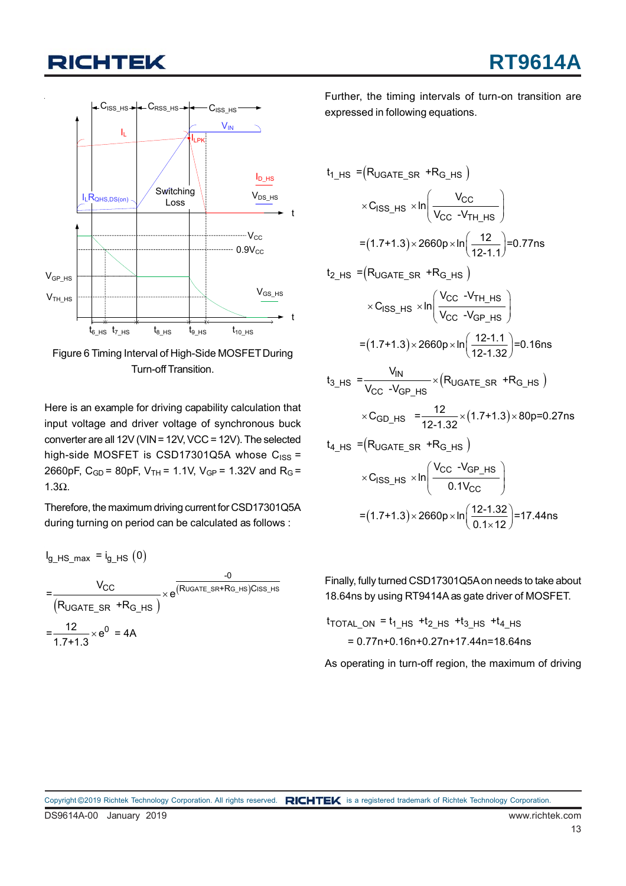Figure 6 Timing Interval of High-Side MOSFET During Turn-off Transition.

Here is an example for driving capability calculation that input voltage and driver voltage of synchronous buck converter are all 12V (VIN = 12V, VCC = 12V). The selected high-side MOSFET is CSD17301Q5A whose $C_{ISS}$ = 2660pF, $C_{GD}$ = 80pF, $V_{TH}$ = 1.1V, $V_{GP}$ = 1.32V and $R_G$ = 1.3Ω.

Therefore, the maximum driving current for CSD17301Q5A during turning on period can be calculated as follows :

$$I_{g\_HS\_max} = i_{g\_HS}(0)$$

$$= \frac{V_{CC}}{(R_{UGATE\_SR} + R_{G\_HS})} \times e^{\frac{-0}{(R_{UGATE\_SR}+R_{G\_HS})C_{ISS\_HS}}}$$

$$= \frac{12}{1.7+1.3} \times e^0 = 4A$$

Further, the timing intervals of turn-on transition are expressed in following equations.

$$t_{1\_HS} = (R_{UGATE\_SR} + R_{G\_HS}) \times C_{ISS\_HS} \times \ln\left(\frac{V_{CC}}{V_{CC} - V_{TH\_HS}}\right)$$

$$= (1.7+1.3) \times 2660p \times \ln\left(\frac{12}{12-1.1}\right) = 0.77ns$$

$$t_{2\_HS} = (R_{UGATE\_SR} + R_{G\_HS}) \times C_{ISS\_HS} \times \ln\left(\frac{V_{CC} - V_{TH\_HS}}{V_{CC} - V_{GP\_HS}}\right)$$

$$= (1.7+1.3) \times 2660p \times \ln\left(\frac{12-1.1}{12-1.32}\right) = 0.16ns$$

$$t_{3\_HS} = \frac{V_{IN}}{V_{CC} - V_{GP\_HS}} \times (R_{UGATE\_SR} + R_{G\_HS}) \times C_{GD\_HS} = \frac{12}{12-1.32} \times (1.7+1.3) \times 80p = 0.27ns$$

$$t_{4\_HS} = (R_{UGATE\_SR} + R_{G\_HS}) \times C_{ISS\_HS} \times \ln\left(\frac{V_{CC} - V_{GP\_HS}}{0.1V_{CC}}\right)$$

$$= (1.7+1.3) \times 2660p \times \ln\left(\frac{12-1.32}{0.1 \times 12}\right) = 17.44ns$$

Finally, fully turned CSD17301Q5A on needs to take about 18.64ns by using RT9414A as gate driver of MOSFET.

$$t_{TOTAL\_ON} = t_{1\_HS} + t_{2\_HS} + t_{3\_HS} + t_{4\_HS}$$

$$= 0.77n + 0.16n + 0.27n + 17.44n = 18.64ns$$

As operating in turn-off region, the maximum of driving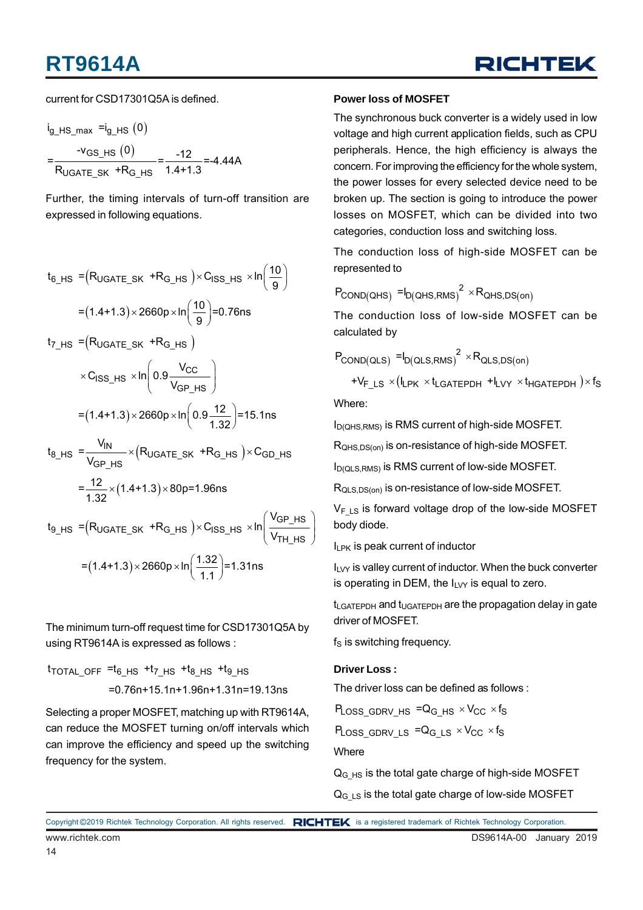current for CSD17301Q5A is defined.

$$i_{g\_HS\_max} = i_{g\_HS}(0) = \frac{-V_{GS\_HS}(0)}{R_{UGATE\_SK} + R_{G\_HS}} = \frac{-12}{1.4+1.3} = -4.44A$$

Further, the timing intervals of turn-off transition are expressed in following equations.

$$t_{6\_HS} = (R_{UGATE\_SK} + R_{G\_HS}) \times C_{ISS\_HS} \times \ln\left(\frac{10}{9}\right)$$

$$= (1.4+1.3) \times 2660p \times \ln\left(\frac{10}{9}\right) = 0.76ns$$

$$t_{7\_HS} = (R_{UGATE\_SK} + R_{G\_HS}) \times C_{ISS\_HS} \times \ln\left(0.9\frac{V_{CC}}{V_{GP\_HS}}\right)$$

$$= (1.4+1.3) \times 2660p \times \ln\left(0.9\frac{12}{1.32}\right) = 15.1ns$$

$$t_{8\_HS} = \frac{V_{IN}}{V_{GP\_HS}} \times (R_{UGATE\_SK} + R_{G\_HS}) \times C_{GD\_HS}$$

$$= \frac{12}{1.32} \times (1.4+1.3) \times 80p = 1.96ns$$

$$t_{9\_HS} = (R_{UGATE\_SK} + R_{G\_HS}) \times C_{ISS\_HS} \times \ln\left(\frac{V_{GP\_HS}}{V_{TH\_HS}}\right)$$

$$= (1.4+1.3) \times 2660p \times \ln\left(\frac{1.32}{1.1}\right) = 1.31ns$$

The minimum turn-off request time for CSD17301Q5A by using RT9614A is expressed as follows :

$$t_{TOTAL\_OFF} = t_{6\_HS} + t_{7\_HS} + t_{8\_HS} + t_{9\_HS}$$

$$= 0.76n + 15.1n + 1.96n + 1.31n = 19.13ns$$

Selecting a proper MOSFET, matching up with RT9614A, can reduce the MOSFET turning on/off intervals which can improve the efficiency and speed up the switching frequency for the system.

**Power loss of MOSFET**

The synchronous buck converter is a widely used in low voltage and high current application fields, such as CPU peripherals. Hence, the high efficiency is always the concern. For improving the efficiency for the whole system, the power losses for every selected device need to be broken up. The section is going to introduce the power losses on MOSFET, which can be divided into two categories, conduction loss and switching loss.

The conduction loss of high-side MOSFET can be represented to

$$P_{COND(QHS)} = I_{D(QHS,RMS)}^{2} \times R_{QHS,DS(on)}$$

The conduction loss of low-side MOSFET can be calculated by

$$P_{COND(QLS)} = I_{D(QLS,RMS)}^{2} \times R_{QLS,DS(on)} + V_{F\_LS} \times (I_{LPK} \times t_{LGATEPDH} + I_{LVY} \times t_{HGATEPDH}) \times f_S$$

Where:

$I_{D(QHS,RMS)}$ is RMS current of high-side MOSFET.

$R_{QHS,DS(on)}$ is on-resistance of high-side MOSFET.

$I_{D(QLS,RMS)}$ is RMS current of low-side MOSFET.

$R_{QLS,DS(on)}$ is on-resistance of low-side MOSFET.

$V_{F\_LS}$ is forward voltage drop of the low-side MOSFET body diode.

$I_{LPK}$ is peak current of inductor

$I_{LVY}$ is valley current of inductor. When the buck converter is operating in DEM, the $I_{LVY}$ is equal to zero.

$t_{LGATEPDH}$ and $t_{UGATEPDH}$ are the propagation delay in gate driver of MOSFET.

$f_S$ is switching frequency.

**Driver Loss :**

The driver loss can be defined as follows :

$$P_{LOSS\_GDRV\_HS} = Q_{G\_HS} \times V_{CC} \times f_S$$

$$P_{LOSS\_GDRV\_LS} = Q_{G\_LS} \times V_{CC} \times f_S$$

Where

$Q_{G\_HS}$ is the total gate charge of high-side MOSFET

$Q_{G\_LS}$ is the total gate charge of low-side MOSFET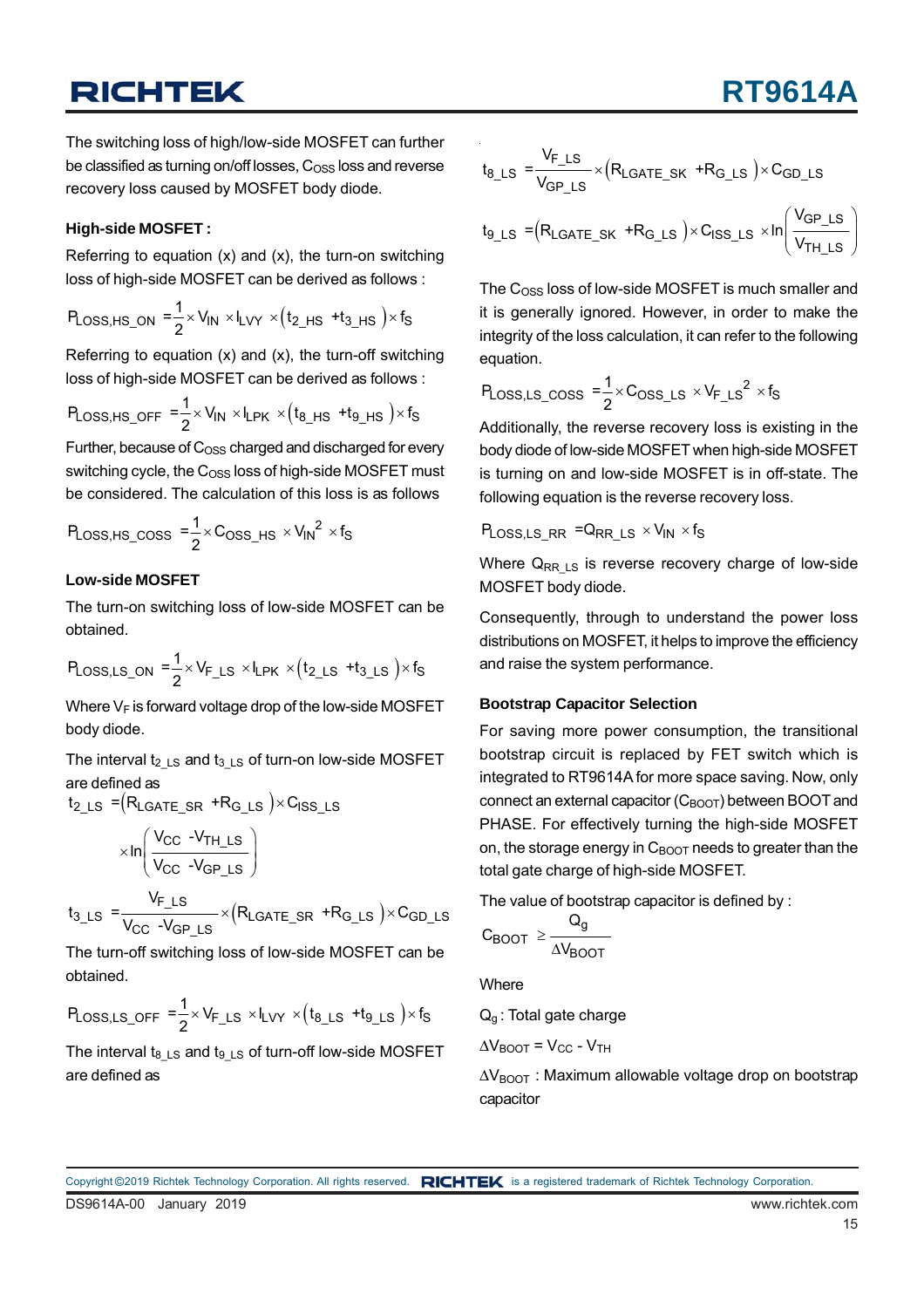The switching loss of high/low-side MOSFET can further be classified as turning on/off losses, $C_{OSS}$ loss and reverse recovery loss caused by MOSFET body diode.

**High-side MOSFET :**

Referring to equation (x) and (x), the turn-on switching loss of high-side MOSFET can be derived as follows :

$$P_{LOSS,HS\_ON} = \frac{1}{2} \times V_{IN} \times I_{LVY} \times \left(t_{2\_HS} + t_{3\_HS}\right) \times f_S$$

Referring to equation (x) and (x), the turn-off switching loss of high-side MOSFET can be derived as follows :

$$P_{LOSS,HS\_OFF} = \frac{1}{2} \times V_{IN} \times I_{LPK} \times \left(t_{8\_HS} + t_{9\_HS}\right) \times f_S$$

Further, because of $C_{OSS}$ charged and discharged for every switching cycle, the $C_{OSS}$ loss of high-side MOSFET must be considered. The calculation of this loss is as follows

$$P_{LOSS,HS\_COSS} = \frac{1}{2} \times C_{OSS\_HS} \times V_{IN}^2 \times f_S$$

**Low-side MOSFET**

The turn-on switching loss of low-side MOSFET can be obtained.

$$P_{LOSS,LS\_ON} = \frac{1}{2} \times V_{F\_LS} \times I_{LPK} \times \left(t_{2\_LS} + t_{3\_LS}\right) \times f_S$$

Where $V_F$ is forward voltage drop of the low-side MOSFET body diode.

The interval $t_{2\_LS}$ and $t_{3\_LS}$ of turn-on low-side MOSFET are defined as

$$t_{2\_LS} = \left(R_{LGATE\_SR} + R_{G\_LS}\right) \times C_{ISS\_LS} \times \ln\left(\frac{V_{CC} - V_{TH\_LS}}{V_{CC} - V_{GP\_LS}}\right)$$

$$t_{3\_LS} = \frac{V_{F\_LS}}{V_{CC} - V_{GP\_LS}} \times \left(R_{LGATE\_SR} + R_{G\_LS}\right) \times C_{GD\_LS}$$

The turn-off switching loss of low-side MOSFET can be obtained.

$$P_{LOSS,LS\_OFF} = \frac{1}{2} \times V_{F\_LS} \times I_{LVY} \times \left(t_{8\_LS} + t_{9\_LS}\right) \times f_S$$

The interval $t_{8\_LS}$ and $t_{9\_LS}$ of turn-off low-side MOSFET are defined as

$$t_{8\_LS} = \frac{V_{F\_LS}}{V_{GP\_LS}} \times \left(R_{LGATE\_SK} + R_{G\_LS}\right) \times C_{GD\_LS}$$

$$t_{9\_LS} = \left(R_{LGATE\_SK} + R_{G\_LS}\right) \times C_{ISS\_LS} \times \ln\left(\frac{V_{GP\_LS}}{V_{TH\_LS}}\right)$$

The $C_{OSS}$ loss of low-side MOSFET is much smaller and it is generally ignored. However, in order to make the integrity of the loss calculation, it can refer to the following equation.

$$P_{LOSS,LS\_COSS} = \frac{1}{2} \times C_{OSS\_LS} \times V_{F\_LS}^2 \times f_S$$

Additionally, the reverse recovery loss is existing in the body diode of low-side MOSFET when high-side MOSFET is turning on and low-side MOSFET is in off-state. The following equation is the reverse recovery loss.

$$P_{LOSS,LS\_RR} = Q_{RR\_LS} \times V_{IN} \times f_S$$

Where $Q_{RR\_LS}$ is reverse recovery charge of low-side MOSFET body diode.

Consequently, through to understand the power loss distributions on MOSFET, it helps to improve the efficiency and raise the system performance.

**Bootstrap Capacitor Selection**

For saving more power consumption, the transitional bootstrap circuit is replaced by FET switch which is integrated to RT9614A for more space saving. Now, only connect an external capacitor ($C_{BOOT}$) between BOOT and PHASE. For effectively turning the high-side MOSFET on, the storage energy in $C_{BOOT}$ needs to greater than the total gate charge of high-side MOSFET.

The value of bootstrap capacitor is defined by :

$$C_{BOOT} \geq \frac{Q_g}{\Delta V_{BOOT}}$$

Where

$Q_g$ : Total gate charge

$\Delta V_{BOOT} = V_{CC} - V_{TH}$

$\Delta V_{BOOT}$ : Maximum allowable voltage drop on bootstrap capacitor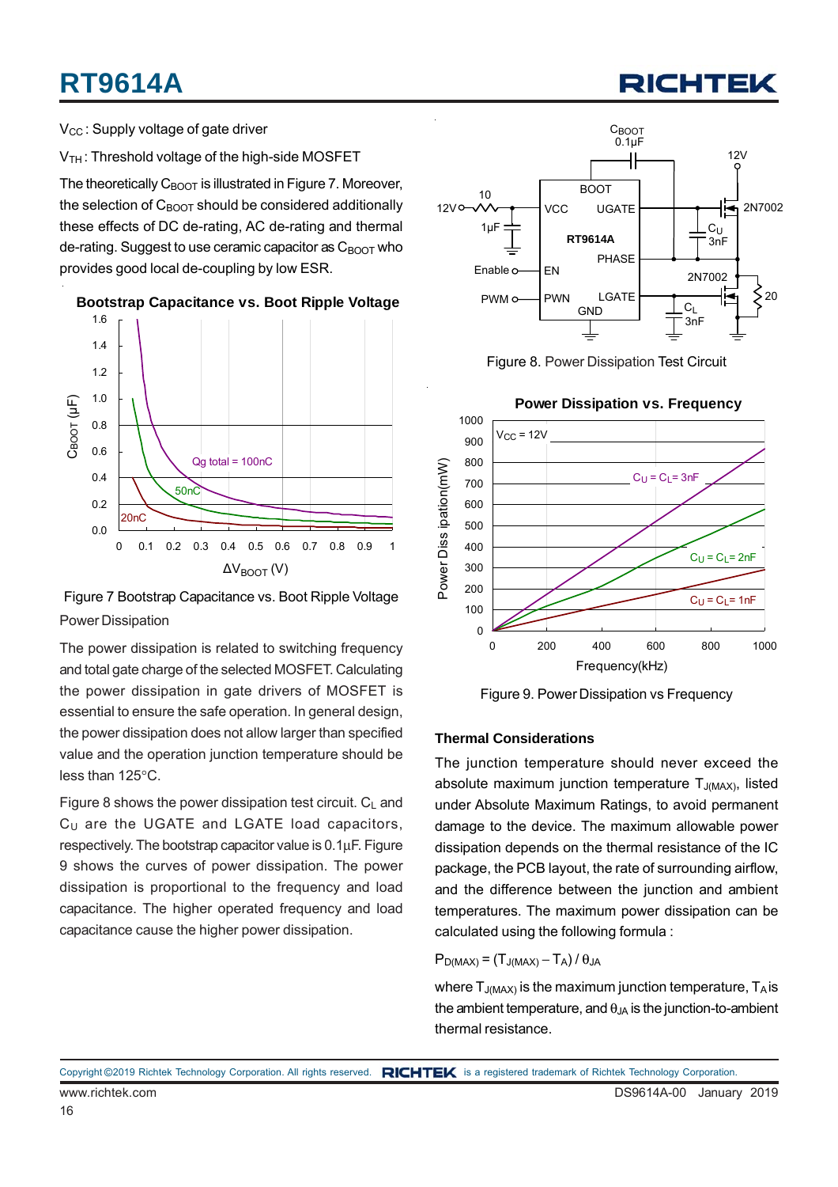$V_{CC}$ : Supply voltage of gate driver

$V_{TH}$ : Threshold voltage of the high-side MOSFET

The theoretically $C_{BOOT}$ is illustrated in Figure 7. Moreover, the selection of $C_{BOOT}$ should be considered additionally these effects of DC de-rating, AC de-rating and thermal de-rating. Suggest to use ceramic capacitor as $C_{BOOT}$ who provides good local de-coupling by low ESR.

Figure 7 Bootstrap Capacitance vs. Boot Ripple Voltage

## Power Dissipation

The power dissipation is related to switching frequency and total gate charge of the selected MOSFET. Calculating the power dissipation in gate drivers of MOSFET is essential to ensure the safe operation. In general design, the power dissipation does not allow larger than specified value and the operation junction temperature should be less than 125°C.

Figure 8 shows the power dissipation test circuit. $C_L$ and $C_U$ are the UGATE and LGATE load capacitors, respectively. The bootstrap capacitor value is 0.1μF. Figure 9 shows the curves of power dissipation. The power dissipation is proportional to the frequency and load capacitance. The higher operated frequency and load capacitance cause the higher power dissipation.

Figure 8. Power Dissipation Test Circuit

Figure 9. Power Dissipation vs Frequency

### Thermal Considerations

The junction temperature should never exceed the absolute maximum junction temperature $T_{J(MAX)}$, listed under Absolute Maximum Ratings, to avoid permanent damage to the device. The maximum allowable power dissipation depends on the thermal resistance of the IC package, the PCB layout, the rate of surrounding airflow, and the difference between the junction and ambient temperatures. The maximum power dissipation can be calculated using the following formula :

$$P_{D(MAX)} = (T_{J(MAX)} - T_A) / \theta_{JA}$$

where $T_{J(MAX)}$ is the maximum junction temperature, $T_A$ is the ambient temperature, and $\theta_{JA}$ is the junction-to-ambient thermal resistance.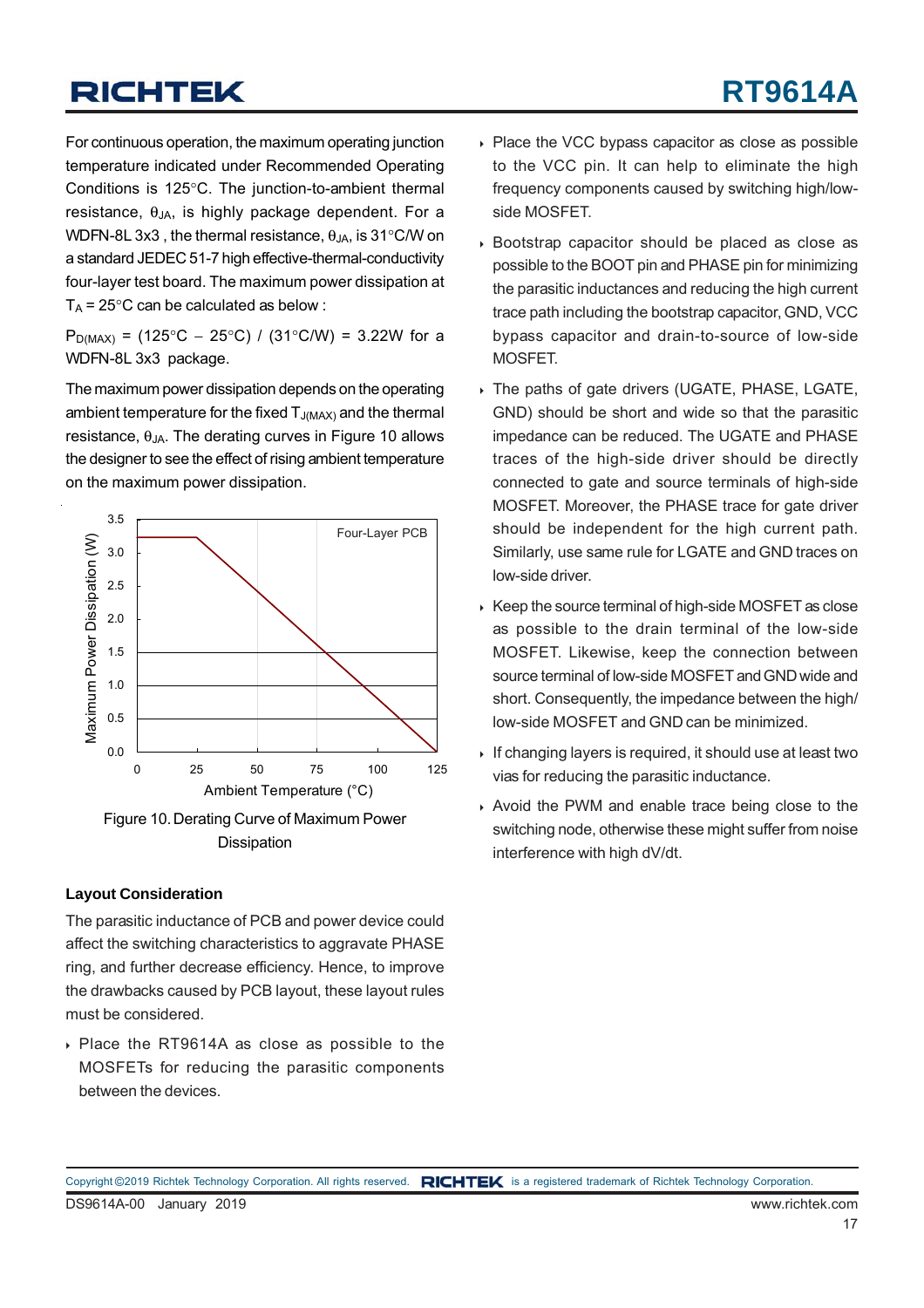For continuous operation, the maximum operating junction temperature indicated under Recommended Operating Conditions is 125°C. The junction-to-ambient thermal resistance, $\theta_{JA}$, is highly package dependent. For a WDFN-8L 3x3 , the thermal resistance, $\theta_{JA}$, is 31°C/W on a standard JEDEC 51-7 high effective-thermal-conductivity four-layer test board. The maximum power dissipation at $T_A$ = 25°C can be calculated as below :

$P_{D(MAX)}$ = (125°C − 25°C) / (31°C/W) = 3.22W for a WDFN-8L 3x3 package.

The maximum power dissipation depends on the operating ambient temperature for the fixed $T_{J(MAX)}$ and the thermal resistance, $\theta_{JA}$. The derating curves in Figure 10 allows the designer to see the effect of rising ambient temperature on the maximum power dissipation.

Figure 10. Derating Curve of Maximum Power Dissipation

### Layout Consideration

The parasitic inductance of PCB and power device could affect the switching characteristics to aggravate PHASE ring, and further decrease efficiency. Hence, to improve the drawbacks caused by PCB layout, these layout rules must be considered.

- Place the RT9614A as close as possible to the MOSFETs for reducing the parasitic components between the devices.
- Place the VCC bypass capacitor as close as possible to the VCC pin. It can help to eliminate the high frequency components caused by switching high/low-side MOSFET.
- Bootstrap capacitor should be placed as close as possible to the BOOT pin and PHASE pin for minimizing the parasitic inductances and reducing the high current trace path including the bootstrap capacitor, GND, VCC bypass capacitor and drain-to-source of low-side MOSFET.
- The paths of gate drivers (UGATE, PHASE, LGATE, GND) should be short and wide so that the parasitic impedance can be reduced. The UGATE and PHASE traces of the high-side driver should be directly connected to gate and source terminals of high-side MOSFET. Moreover, the PHASE trace for gate driver should be independent for the high current path. Similarly, use same rule for LGATE and GND traces on low-side driver.
- Keep the source terminal of high-side MOSFET as close as possible to the drain terminal of the low-side MOSFET. Likewise, keep the connection between source terminal of low-side MOSFET and GND wide and short. Consequently, the impedance between the high/low-side MOSFET and GND can be minimized.
- If changing layers is required, it should use at least two vias for reducing the parasitic inductance.
- Avoid the PWM and enable trace being close to the switching node, otherwise these might suffer from noise interference with high dV/dt.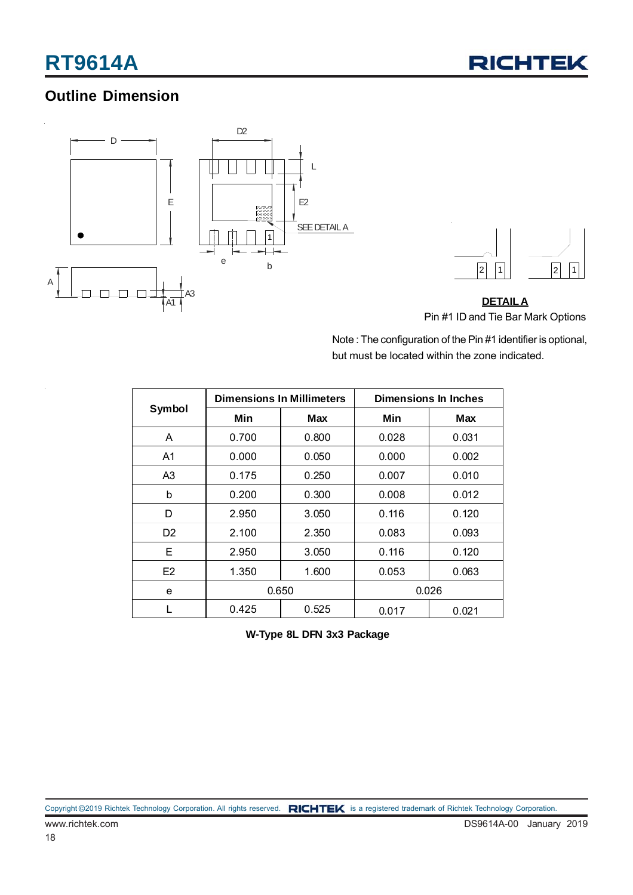## Outline Dimension

**DETAIL A**

Pin #1 ID and Tie Bar Mark Options

Note : The configuration of the Pin #1 identifier is optional, but must be located within the zone indicated.

| Symbol | Dimensions In Millimeters | | Dimensions In Inches | |
|---|---|---|---|---|
| | Min | Max | Min | Max |
| A | 0.700 | 0.800 | 0.028 | 0.031 |
| A1 | 0.000 | 0.050 | 0.000 | 0.002 |
| A3 | 0.175 | 0.250 | 0.007 | 0.010 |
| b | 0.200 | 0.300 | 0.008 | 0.012 |
| D | 2.950 | 3.050 | 0.116 | 0.120 |
| D2 | 2.100 | 2.350 | 0.083 | 0.093 |
| E | 2.950 | 3.050 | 0.116 | 0.120 |
| E2 | 1.350 | 1.600 | 0.053 | 0.063 |
| e | 0.650 | | 0.026 | |
| L | 0.425 | 0.525 | 0.017 | 0.021 |

**W-Type 8L DFN 3x3 Package**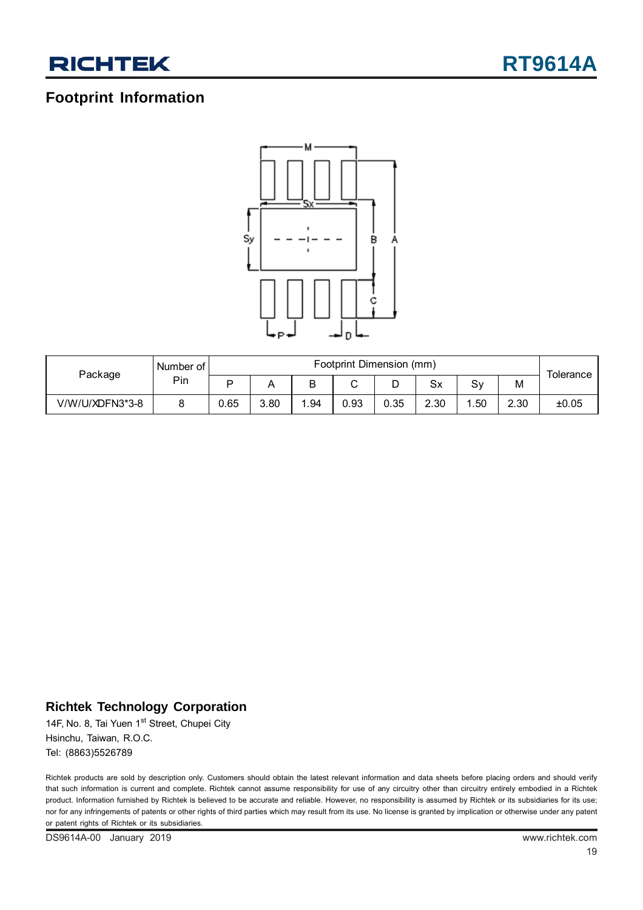## Footprint Information

M
Sx
Sy
B
A
C
P
D

| Package | Number of Pin | Footprint Dimension (mm) | | | | | | | | Tolerance |
|---|---|---|---|---|---|---|---|---|---|---|
| | | P | A | B | C | D | Sx | Sy | M | |
| V/W/U/XDFN3*3-8 | 8 | 0.65 | 3.80 | 1.94 | 0.93 | 0.35 | 2.30 | 1.50 | 2.30 | ±0.05 |

**Richtek Technology Corporation**

14F, No. 8, Tai Yuen 1st Street, Chupei City
Hsinchu, Taiwan, R.O.C.
Tel: (8863)5526789

Richtek products are sold by description only. Customers should obtain the latest relevant information and data sheets before placing orders and should verify that such information is current and complete. Richtek cannot assume responsibility for use of any circuitry other than circuitry entirely embodied in a Richtek product. Information furnished by Richtek is believed to be accurate and reliable. However, no responsibility is assumed by Richtek or its subsidiaries for its use; nor for any infringements of patents or other rights of third parties which may result from its use. No license is granted by implication or otherwise under any patent or patent rights of Richtek or its subsidiaries.